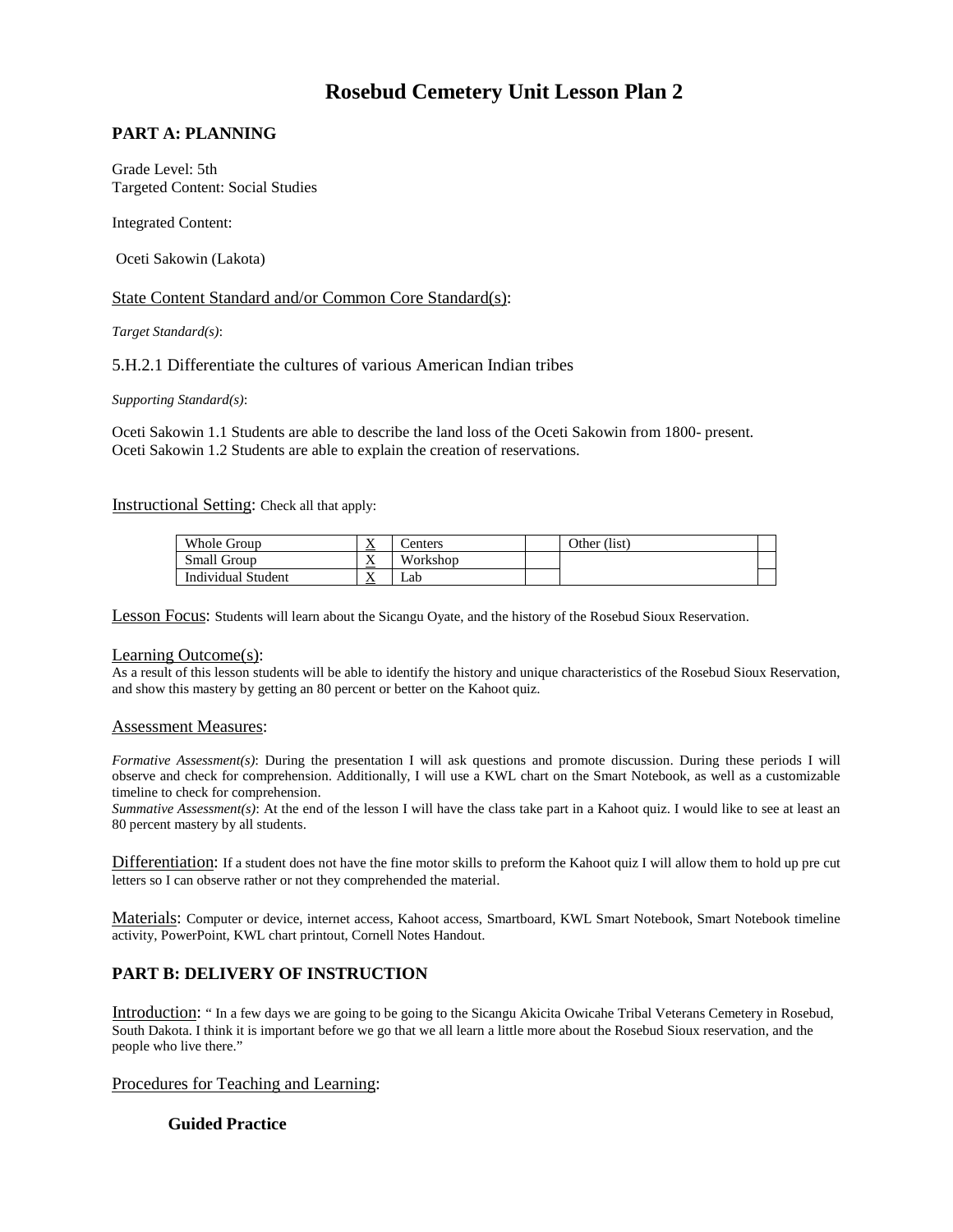# Rosebud Cemetery Unit Lesson Plan 2

## PART A: PLANNING

Grade Level: 5th
Targeted Content: Social Studies

Integrated Content:

Oceti Sakowin (Lakota)

State Content Standard and/or Common Core Standard(s):

*Target Standard(s)*:

5.H.2.1 Differentiate the cultures of various American Indian tribes

*Supporting Standard(s)*:

Oceti Sakowin 1.1 Students are able to describe the land loss of the Oceti Sakowin from 1800- present.
Oceti Sakowin 1.2 Students are able to explain the creation of reservations.

Instructional Setting: Check all that apply:

| Whole Group | X | Centers | | Other (list) | |
|---|---|---|---|---|---|
| Small Group | X | Workshop | | | |
| Individual Student | X | Lab | | | |

Lesson Focus: Students will learn about the Sicangu Oyate, and the history of the Rosebud Sioux Reservation.

Learning Outcome(s):
As a result of this lesson students will be able to identify the history and unique characteristics of the Rosebud Sioux Reservation, and show this mastery by getting an 80 percent or better on the Kahoot quiz.

Assessment Measures:

*Formative Assessment(s)*: During the presentation I will ask questions and promote discussion. During these periods I will observe and check for comprehension. Additionally, I will use a KWL chart on the Smart Notebook, as well as a customizable timeline to check for comprehension.
*Summative Assessment(s)*: At the end of the lesson I will have the class take part in a Kahoot quiz. I would like to see at least an 80 percent mastery by all students.

Differentiation: If a student does not have the fine motor skills to preform the Kahoot quiz I will allow them to hold up pre cut letters so I can observe rather or not they comprehended the material.

Materials: Computer or device, internet access, Kahoot access, Smartboard, KWL Smart Notebook, Smart Notebook timeline activity, PowerPoint, KWL chart printout, Cornell Notes Handout.

## PART B: DELIVERY OF INSTRUCTION

Introduction: " In a few days we are going to be going to the Sicangu Akicita Owicahe Tribal Veterans Cemetery in Rosebud, South Dakota. I think it is important before we go that we all learn a little more about the Rosebud Sioux reservation, and the people who live there."

Procedures for Teaching and Learning:

### Guided Practice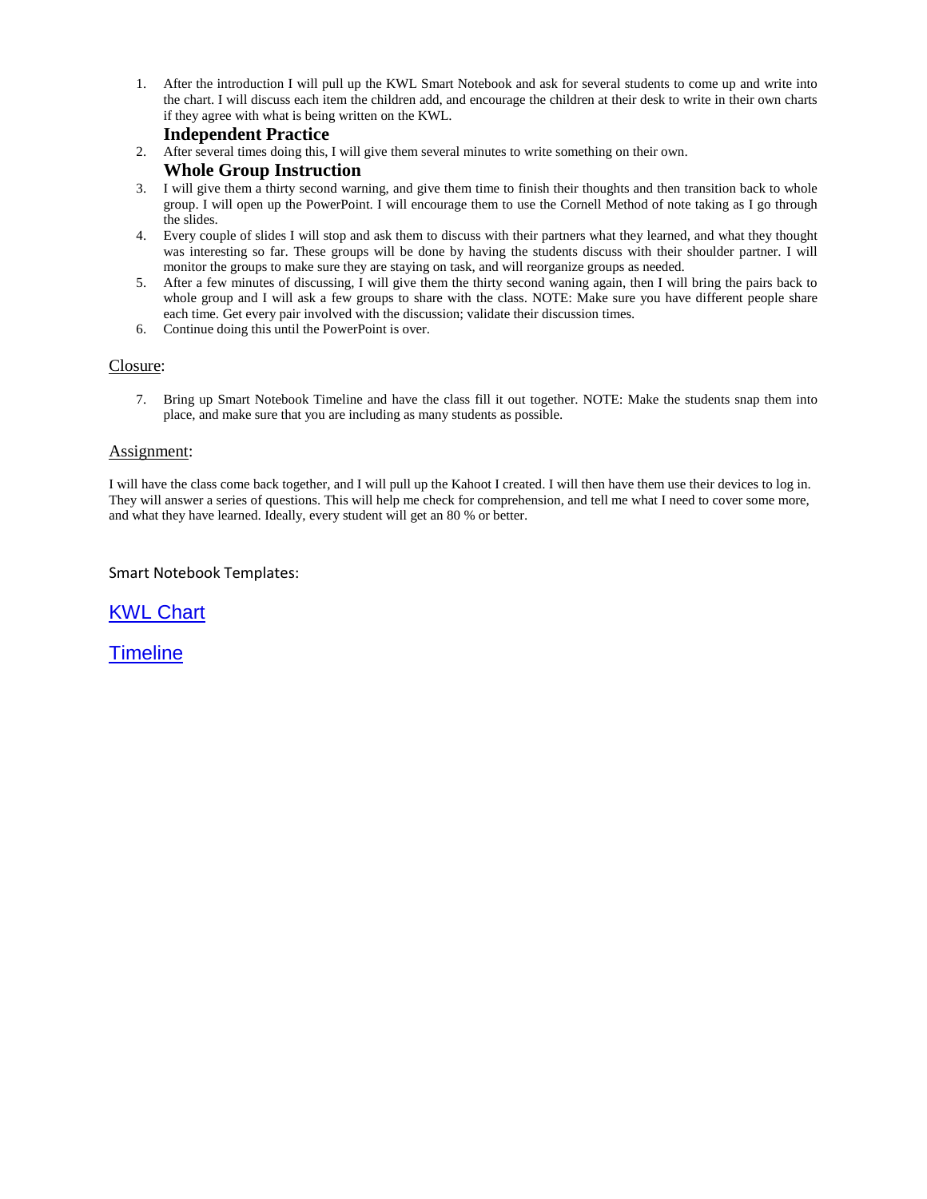1. After the introduction I will pull up the KWL Smart Notebook and ask for several students to come up and write into the chart. I will discuss each item the children add, and encourage the children at their desk to write in their own charts if they agree with what is being written on the KWL.

### Independent Practice

2. After several times doing this, I will give them several minutes to write something on their own.

### Whole Group Instruction

3. I will give them a thirty second warning, and give them time to finish their thoughts and then transition back to whole group. I will open up the PowerPoint. I will encourage them to use the Cornell Method of note taking as I go through the slides.
4. Every couple of slides I will stop and ask them to discuss with their partners what they learned, and what they thought was interesting so far. These groups will be done by having the students discuss with their shoulder partner. I will monitor the groups to make sure they are staying on task, and will reorganize groups as needed.
5. After a few minutes of discussing, I will give them the thirty second waning again, then I will bring the pairs back to whole group and I will ask a few groups to share with the class. NOTE: Make sure you have different people share each time. Get every pair involved with the discussion; validate their discussion times.
6. Continue doing this until the PowerPoint is over.

<u>Closure</u>:

7. Bring up Smart Notebook Timeline and have the class fill it out together. NOTE: Make the students snap them into place, and make sure that you are including as many students as possible.

<u>Assignment</u>:

I will have the class come back together, and I will pull up the Kahoot I created. I will then have them use their devices to log in. They will answer a series of questions. This will help me check for comprehension, and tell me what I need to cover some more, and what they have learned. Ideally, every student will get an 80 % or better.

Smart Notebook Templates:

KWL Chart

Timeline